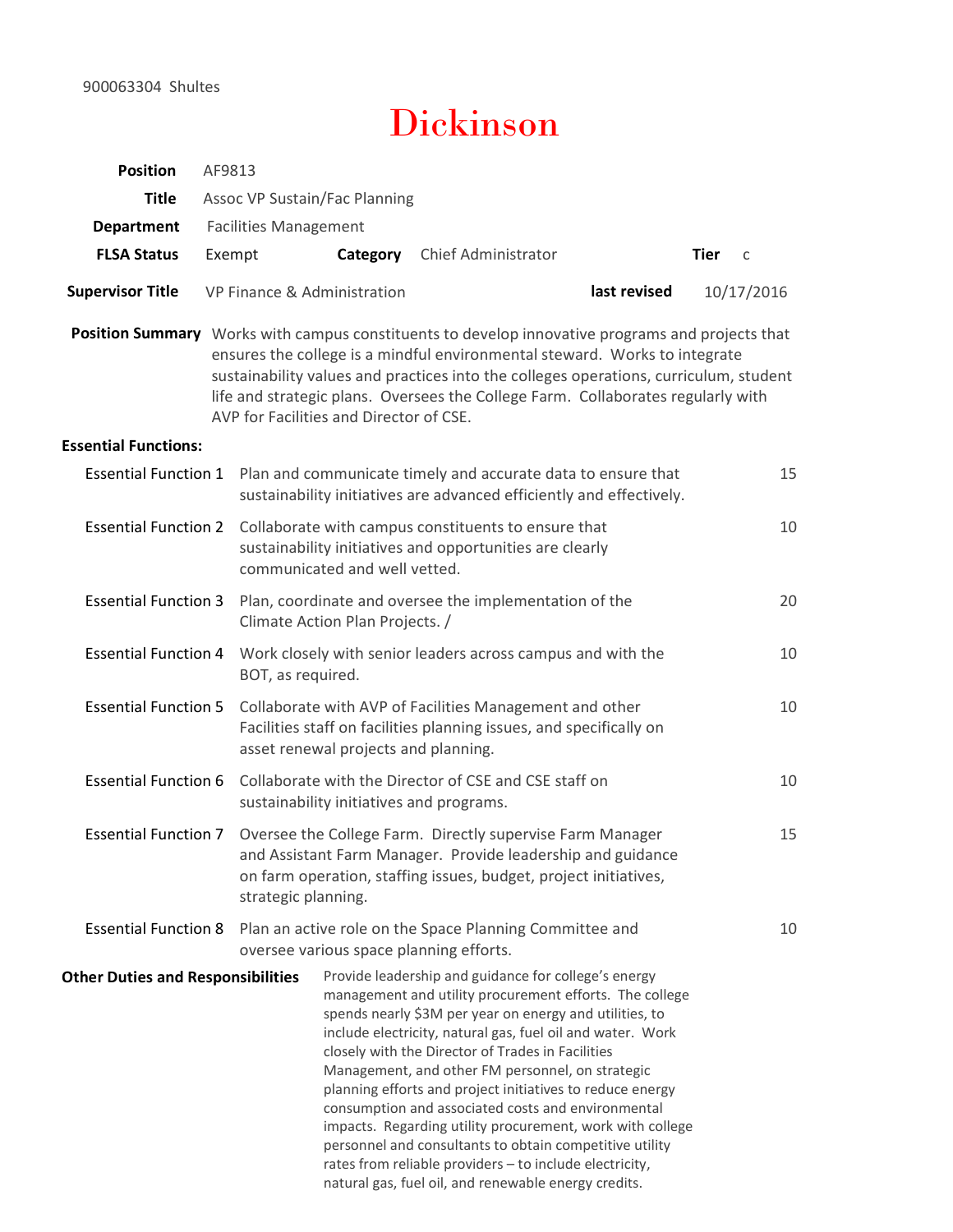900063304 Shultes

# Dickinson

**Position** AF9813

**Title** Assoc VP Sustain/Fac Planning

**Department** Facilities Management

**FLSA Status** Exempt **Category** Chief Administrator **Tier** c

**Supervisor Title** VP Finance & Administration **last revised** 10/17/2016

**Position Summary** Works with campus constituents to develop innovative programs and projects that ensures the college is a mindful environmental steward. Works to integrate sustainability values and practices into the colleges operations, curriculum, student life and strategic plans. Oversees the College Farm. Collaborates regularly with AVP for Facilities and Director of CSE.

**Essential Functions:**

| | | |
|---|---|---|
| Essential Function 1 | Plan and communicate timely and accurate data to ensure that sustainability initiatives are advanced efficiently and effectively. | 15 |
| Essential Function 2 | Collaborate with campus constituents to ensure that sustainability initiatives and opportunities are clearly communicated and well vetted. | 10 |
| Essential Function 3 | Plan, coordinate and oversee the implementation of the Climate Action Plan Projects. / | 20 |
| Essential Function 4 | Work closely with senior leaders across campus and with the BOT, as required. | 10 |
| Essential Function 5 | Collaborate with AVP of Facilities Management and other Facilities staff on facilities planning issues, and specifically on asset renewal projects and planning. | 10 |
| Essential Function 6 | Collaborate with the Director of CSE and CSE staff on sustainability initiatives and programs. | 10 |
| Essential Function 7 | Oversee the College Farm. Directly supervise Farm Manager and Assistant Farm Manager. Provide leadership and guidance on farm operation, staffing issues, budget, project initiatives, strategic planning. | 15 |
| Essential Function 8 | Plan an active role on the Space Planning Committee and oversee various space planning efforts. | 10 |

**Other Duties and Responsibilities** Provide leadership and guidance for college's energy management and utility procurement efforts. The college spends nearly $3M per year on energy and utilities, to include electricity, natural gas, fuel oil and water. Work closely with the Director of Trades in Facilities Management, and other FM personnel, on strategic planning efforts and project initiatives to reduce energy consumption and associated costs and environmental impacts. Regarding utility procurement, work with college personnel and consultants to obtain competitive utility rates from reliable providers – to include electricity, natural gas, fuel oil, and renewable energy credits.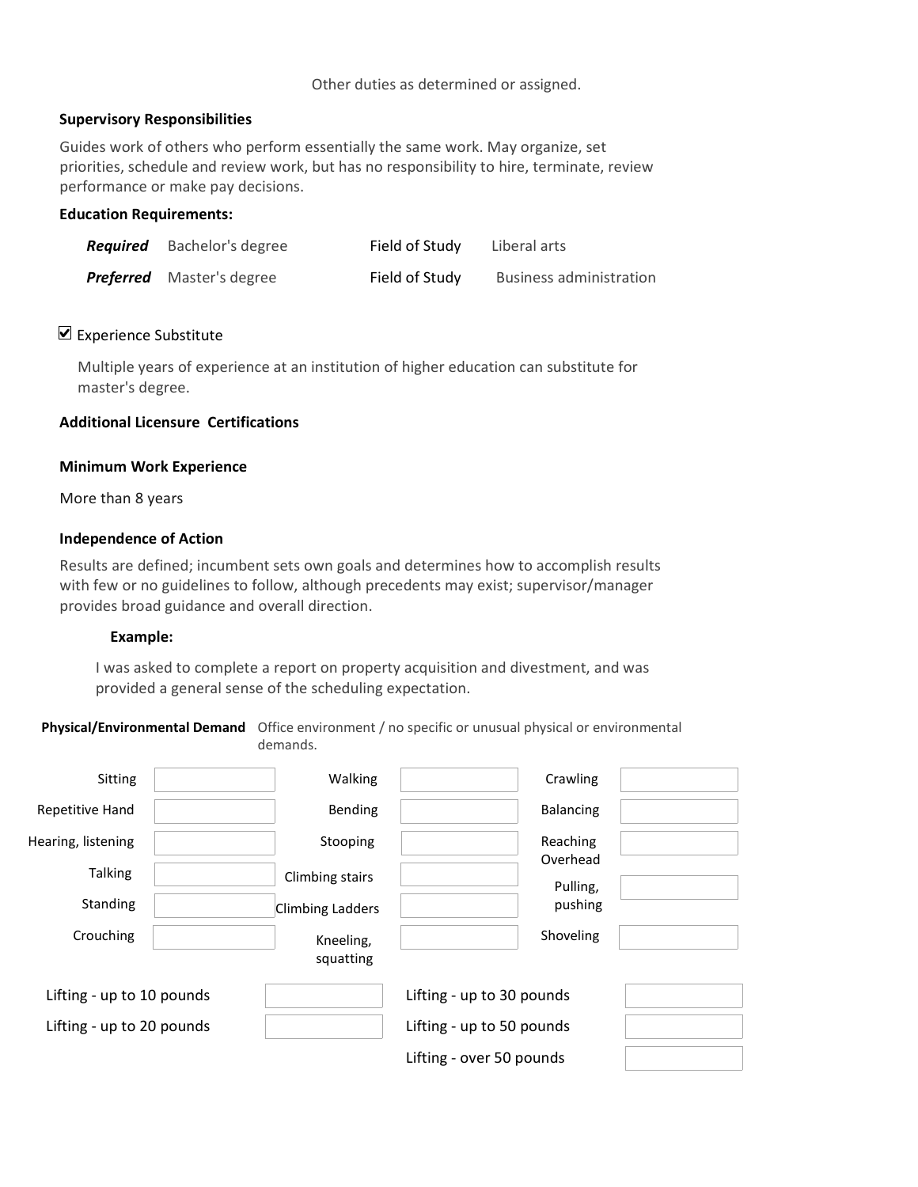Other duties as determined or assigned.

**Supervisory Responsibilities**

Guides work of others who perform essentially the same work. May organize, set priorities, schedule and review work, but has no responsibility to hire, terminate, review performance or make pay decisions.

**Education Requirements:**

| | | | |
|---|---|---|---|
| ***Required*** | Bachelor's degree | Field of Study | Liberal arts |
| ***Preferred*** | Master's degree | Field of Study | Business administration |

☑ Experience Substitute

Multiple years of experience at an institution of higher education can substitute for master's degree.

**Additional Licensure Certifications**

**Minimum Work Experience**

More than 8 years

**Independence of Action**

Results are defined; incumbent sets own goals and determines how to accomplish results with few or no guidelines to follow, although precedents may exist; supervisor/manager provides broad guidance and overall direction.

**Example:**

I was asked to complete a report on property acquisition and divestment, and was provided a general sense of the scheduling expectation.

**Physical/Environmental Demand** Office environment / no specific or unusual physical or environmental demands.

| | | | | | |
|---|---|---|---|---|---|
| Sitting | | Walking | | Crawling | |
| Repetitive Hand | | Bending | | Balancing | |
| Hearing, listening | | Stooping | | Reaching Overhead | |
| Talking | | Climbing stairs | | Pulling, pushing | |
| Standing | | Climbing Ladders | | | |
| Crouching | | Kneeling, squatting | | Shoveling | |

| | | | |
|---|---|---|---|
| Lifting - up to 10 pounds | | Lifting - up to 30 pounds | |
| Lifting - up to 20 pounds | | Lifting - up to 50 pounds | |
| | | Lifting - over 50 pounds | |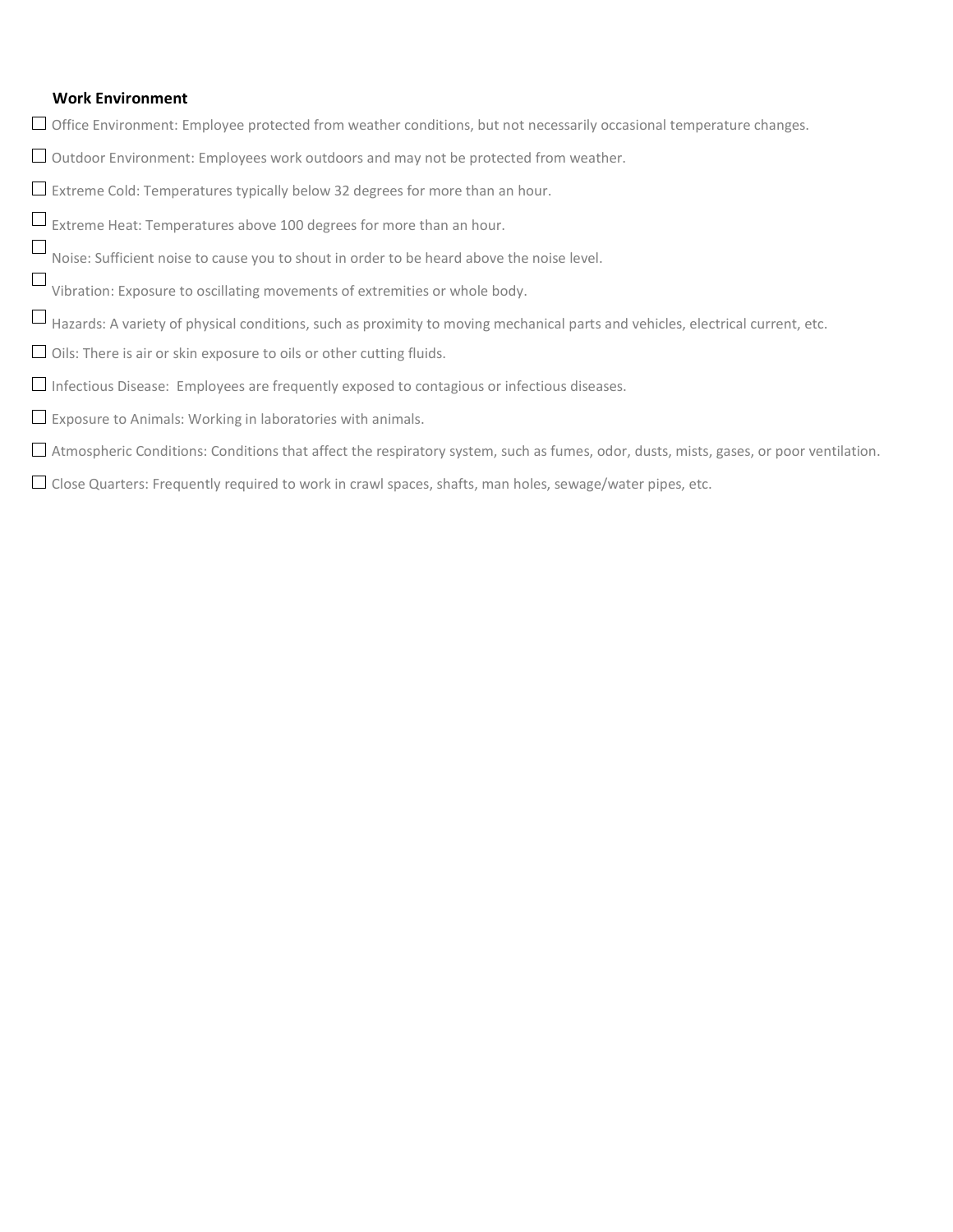**Work Environment**

☐ Office Environment: Employee protected from weather conditions, but not necessarily occasional temperature changes.

☐ Outdoor Environment: Employees work outdoors and may not be protected from weather.

☐ Extreme Cold: Temperatures typically below 32 degrees for more than an hour.

☐ Extreme Heat: Temperatures above 100 degrees for more than an hour.

☐ Noise: Sufficient noise to cause you to shout in order to be heard above the noise level.

☐ Vibration: Exposure to oscillating movements of extremities or whole body.

☐ Hazards: A variety of physical conditions, such as proximity to moving mechanical parts and vehicles, electrical current, etc.

☐ Oils: There is air or skin exposure to oils or other cutting fluids.

☐ Infectious Disease: Employees are frequently exposed to contagious or infectious diseases.

☐ Exposure to Animals: Working in laboratories with animals.

☐ Atmospheric Conditions: Conditions that affect the respiratory system, such as fumes, odor, dusts, mists, gases, or poor ventilation.

☐ Close Quarters: Frequently required to work in crawl spaces, shafts, man holes, sewage/water pipes, etc.